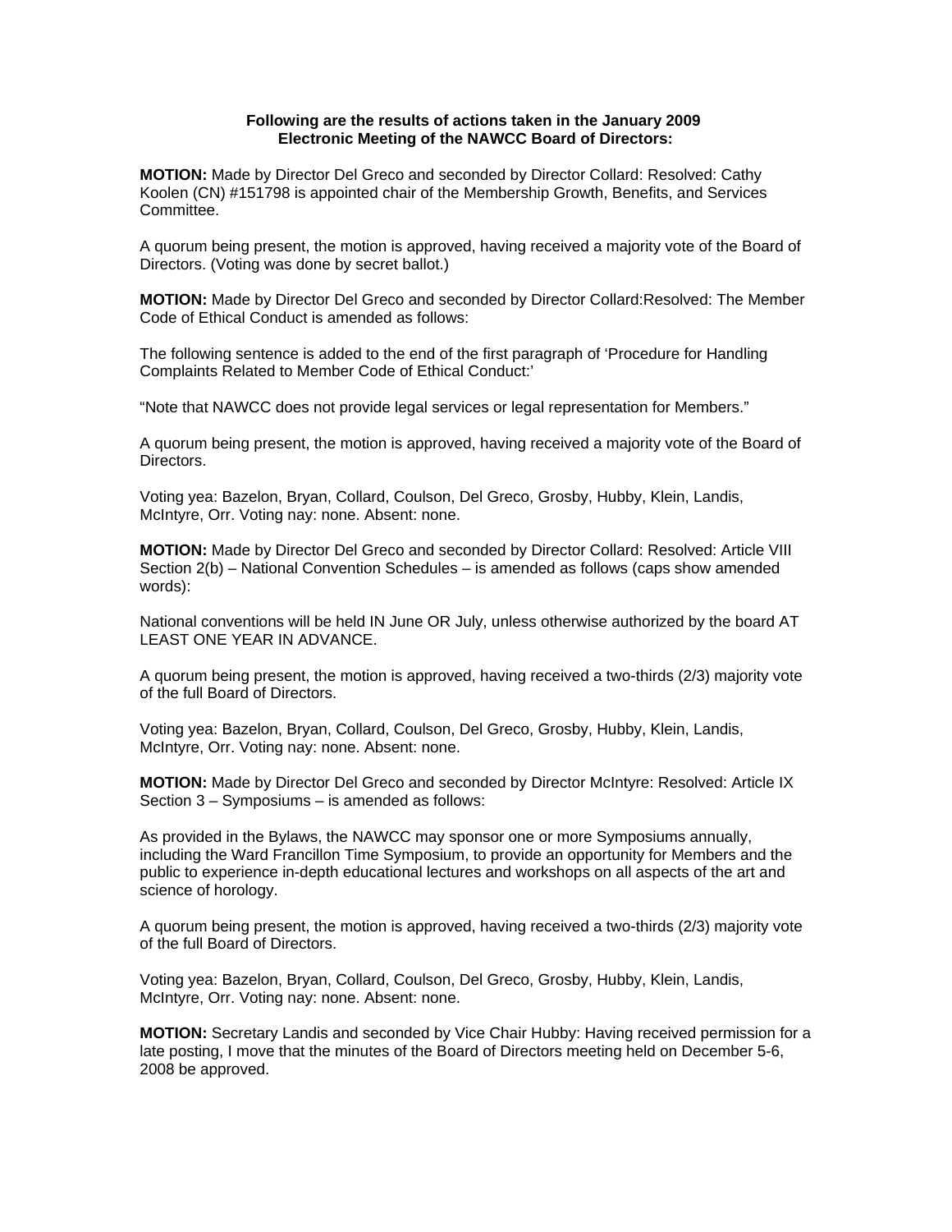**Following are the results of actions taken in the January 2009 Electronic Meeting of the NAWCC Board of Directors:**

**MOTION:** Made by Director Del Greco and seconded by Director Collard: Resolved: Cathy Koolen (CN) #151798 is appointed chair of the Membership Growth, Benefits, and Services Committee.

A quorum being present, the motion is approved, having received a majority vote of the Board of Directors. (Voting was done by secret ballot.)

**MOTION:** Made by Director Del Greco and seconded by Director Collard:Resolved: The Member Code of Ethical Conduct is amended as follows:

The following sentence is added to the end of the first paragraph of 'Procedure for Handling Complaints Related to Member Code of Ethical Conduct:'

"Note that NAWCC does not provide legal services or legal representation for Members."

A quorum being present, the motion is approved, having received a majority vote of the Board of Directors.

Voting yea: Bazelon, Bryan, Collard, Coulson, Del Greco, Grosby, Hubby, Klein, Landis, McIntyre, Orr. Voting nay: none. Absent: none.

**MOTION:** Made by Director Del Greco and seconded by Director Collard: Resolved: Article VIII Section 2(b) – National Convention Schedules – is amended as follows (caps show amended words):

National conventions will be held IN June OR July, unless otherwise authorized by the board AT LEAST ONE YEAR IN ADVANCE.

A quorum being present, the motion is approved, having received a two-thirds (2/3) majority vote of the full Board of Directors.

Voting yea: Bazelon, Bryan, Collard, Coulson, Del Greco, Grosby, Hubby, Klein, Landis, McIntyre, Orr. Voting nay: none. Absent: none.

**MOTION:** Made by Director Del Greco and seconded by Director McIntyre: Resolved: Article IX Section 3 – Symposiums – is amended as follows:

As provided in the Bylaws, the NAWCC may sponsor one or more Symposiums annually, including the Ward Francillon Time Symposium, to provide an opportunity for Members and the public to experience in-depth educational lectures and workshops on all aspects of the art and science of horology.

A quorum being present, the motion is approved, having received a two-thirds (2/3) majority vote of the full Board of Directors.

Voting yea: Bazelon, Bryan, Collard, Coulson, Del Greco, Grosby, Hubby, Klein, Landis, McIntyre, Orr. Voting nay: none. Absent: none.

**MOTION:** Secretary Landis and seconded by Vice Chair Hubby: Having received permission for a late posting, I move that the minutes of the Board of Directors meeting held on December 5-6, 2008 be approved.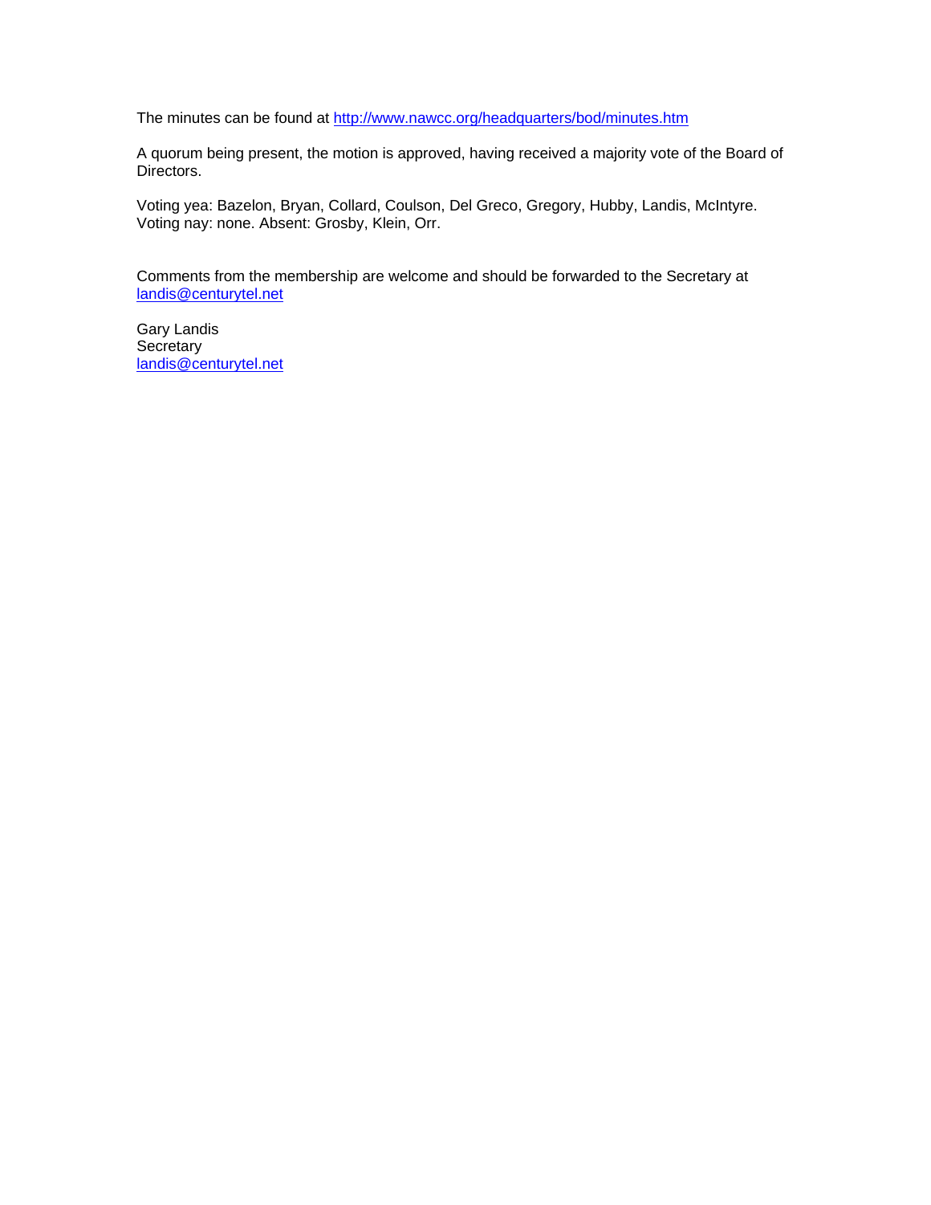The minutes can be found at http://www.nawcc.org/headquarters/bod/minutes.htm

A quorum being present, the motion is approved, having received a majority vote of the Board of Directors.

Voting yea: Bazelon, Bryan, Collard, Coulson, Del Greco, Gregory, Hubby, Landis, McIntyre. Voting nay: none. Absent: Grosby, Klein, Orr.

Comments from the membership are welcome and should be forwarded to the Secretary at landis@centurytel.net

Gary Landis
Secretary
landis@centurytel.net